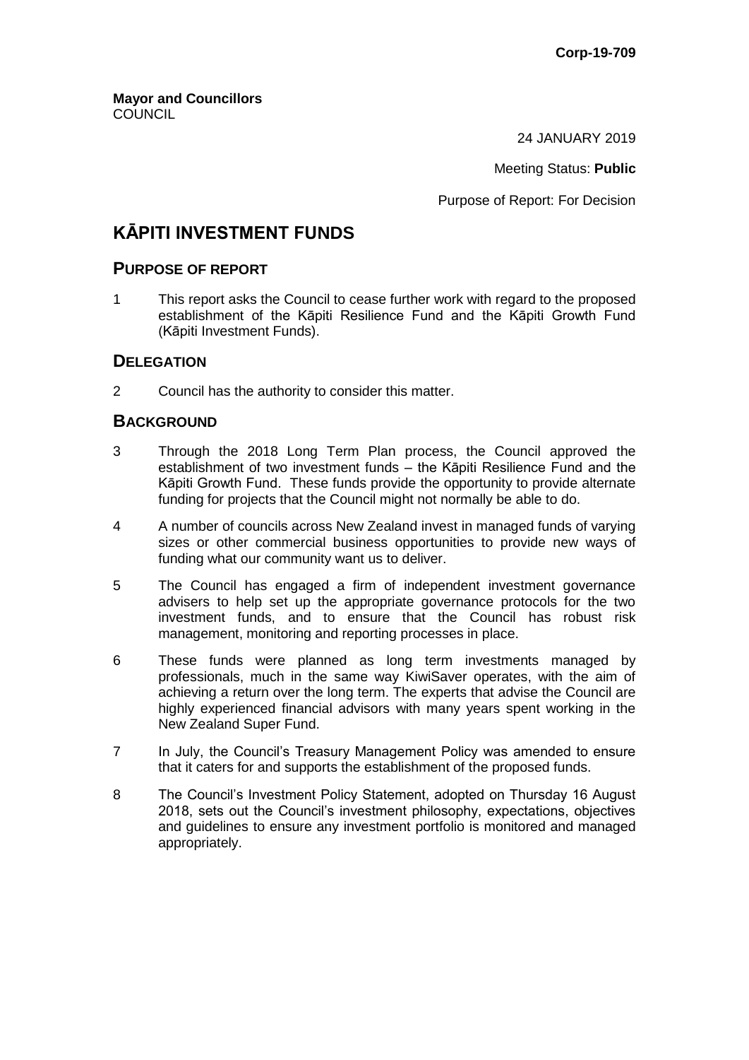**Corp-19-709**

**Mayor and Councillors**
COUNCIL

24 JANUARY 2019

Meeting Status: **Public**

Purpose of Report: For Decision

# KĀPITI INVESTMENT FUNDS

## PURPOSE OF REPORT

1 This report asks the Council to cease further work with regard to the proposed establishment of the Kāpiti Resilience Fund and the Kāpiti Growth Fund (Kāpiti Investment Funds).

## DELEGATION

2 Council has the authority to consider this matter.

## BACKGROUND

3 Through the 2018 Long Term Plan process, the Council approved the establishment of two investment funds – the Kāpiti Resilience Fund and the Kāpiti Growth Fund. These funds provide the opportunity to provide alternate funding for projects that the Council might not normally be able to do.

4 A number of councils across New Zealand invest in managed funds of varying sizes or other commercial business opportunities to provide new ways of funding what our community want us to deliver.

5 The Council has engaged a firm of independent investment governance advisers to help set up the appropriate governance protocols for the two investment funds, and to ensure that the Council has robust risk management, monitoring and reporting processes in place.

6 These funds were planned as long term investments managed by professionals, much in the same way KiwiSaver operates, with the aim of achieving a return over the long term. The experts that advise the Council are highly experienced financial advisors with many years spent working in the New Zealand Super Fund.

7 In July, the Council's Treasury Management Policy was amended to ensure that it caters for and supports the establishment of the proposed funds.

8 The Council's Investment Policy Statement, adopted on Thursday 16 August 2018, sets out the Council's investment philosophy, expectations, objectives and guidelines to ensure any investment portfolio is monitored and managed appropriately.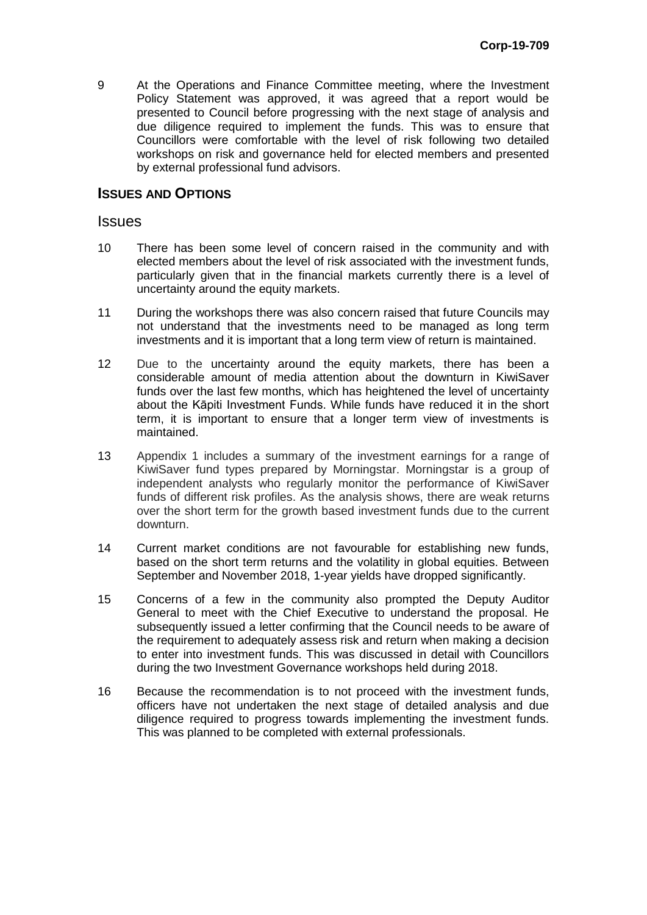9 At the Operations and Finance Committee meeting, where the Investment Policy Statement was approved, it was agreed that a report would be presented to Council before progressing with the next stage of analysis and due diligence required to implement the funds. This was to ensure that Councillors were comfortable with the level of risk following two detailed workshops on risk and governance held for elected members and presented by external professional fund advisors.

## ISSUES AND OPTIONS

### Issues

10 There has been some level of concern raised in the community and with elected members about the level of risk associated with the investment funds, particularly given that in the financial markets currently there is a level of uncertainty around the equity markets.

11 During the workshops there was also concern raised that future Councils may not understand that the investments need to be managed as long term investments and it is important that a long term view of return is maintained.

12 Due to the uncertainty around the equity markets, there has been a considerable amount of media attention about the downturn in KiwiSaver funds over the last few months, which has heightened the level of uncertainty about the Kāpiti Investment Funds. While funds have reduced it in the short term, it is important to ensure that a longer term view of investments is maintained.

13 Appendix 1 includes a summary of the investment earnings for a range of KiwiSaver fund types prepared by Morningstar. Morningstar is a group of independent analysts who regularly monitor the performance of KiwiSaver funds of different risk profiles. As the analysis shows, there are weak returns over the short term for the growth based investment funds due to the current downturn.

14 Current market conditions are not favourable for establishing new funds, based on the short term returns and the volatility in global equities. Between September and November 2018, 1-year yields have dropped significantly.

15 Concerns of a few in the community also prompted the Deputy Auditor General to meet with the Chief Executive to understand the proposal. He subsequently issued a letter confirming that the Council needs to be aware of the requirement to adequately assess risk and return when making a decision to enter into investment funds. This was discussed in detail with Councillors during the two Investment Governance workshops held during 2018.

16 Because the recommendation is to not proceed with the investment funds, officers have not undertaken the next stage of detailed analysis and due diligence required to progress towards implementing the investment funds. This was planned to be completed with external professionals.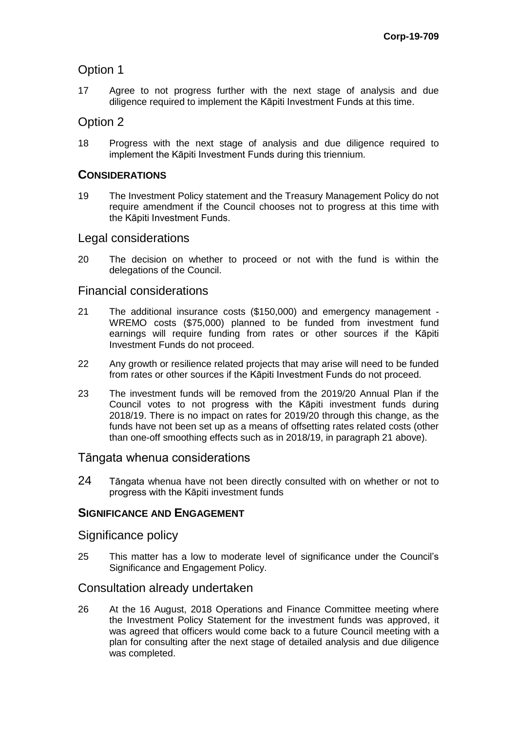## Option 1

17 Agree to not progress further with the next stage of analysis and due diligence required to implement the Kāpiti Investment Funds at this time.

## Option 2

18 Progress with the next stage of analysis and due diligence required to implement the Kāpiti Investment Funds during this triennium.

### CONSIDERATIONS

19 The Investment Policy statement and the Treasury Management Policy do not require amendment if the Council chooses not to progress at this time with the Kāpiti Investment Funds.

## Legal considerations

20 The decision on whether to proceed or not with the fund is within the delegations of the Council.

## Financial considerations

21 The additional insurance costs ($150,000) and emergency management - WREMO costs ($75,000) planned to be funded from investment fund earnings will require funding from rates or other sources if the Kāpiti Investment Funds do not proceed.

22 Any growth or resilience related projects that may arise will need to be funded from rates or other sources if the Kāpiti Investment Funds do not proceed.

23 The investment funds will be removed from the 2019/20 Annual Plan if the Council votes to not progress with the Kāpiti investment funds during 2018/19. There is no impact on rates for 2019/20 through this change, as the funds have not been set up as a means of offsetting rates related costs (other than one-off smoothing effects such as in 2018/19, in paragraph 21 above).

## Tāngata whenua considerations

24 Tāngata whenua have not been directly consulted with on whether or not to progress with the Kāpiti investment funds

### SIGNIFICANCE AND ENGAGEMENT

## Significance policy

25 This matter has a low to moderate level of significance under the Council's Significance and Engagement Policy.

## Consultation already undertaken

26 At the 16 August, 2018 Operations and Finance Committee meeting where the Investment Policy Statement for the investment funds was approved, it was agreed that officers would come back to a future Council meeting with a plan for consulting after the next stage of detailed analysis and due diligence was completed.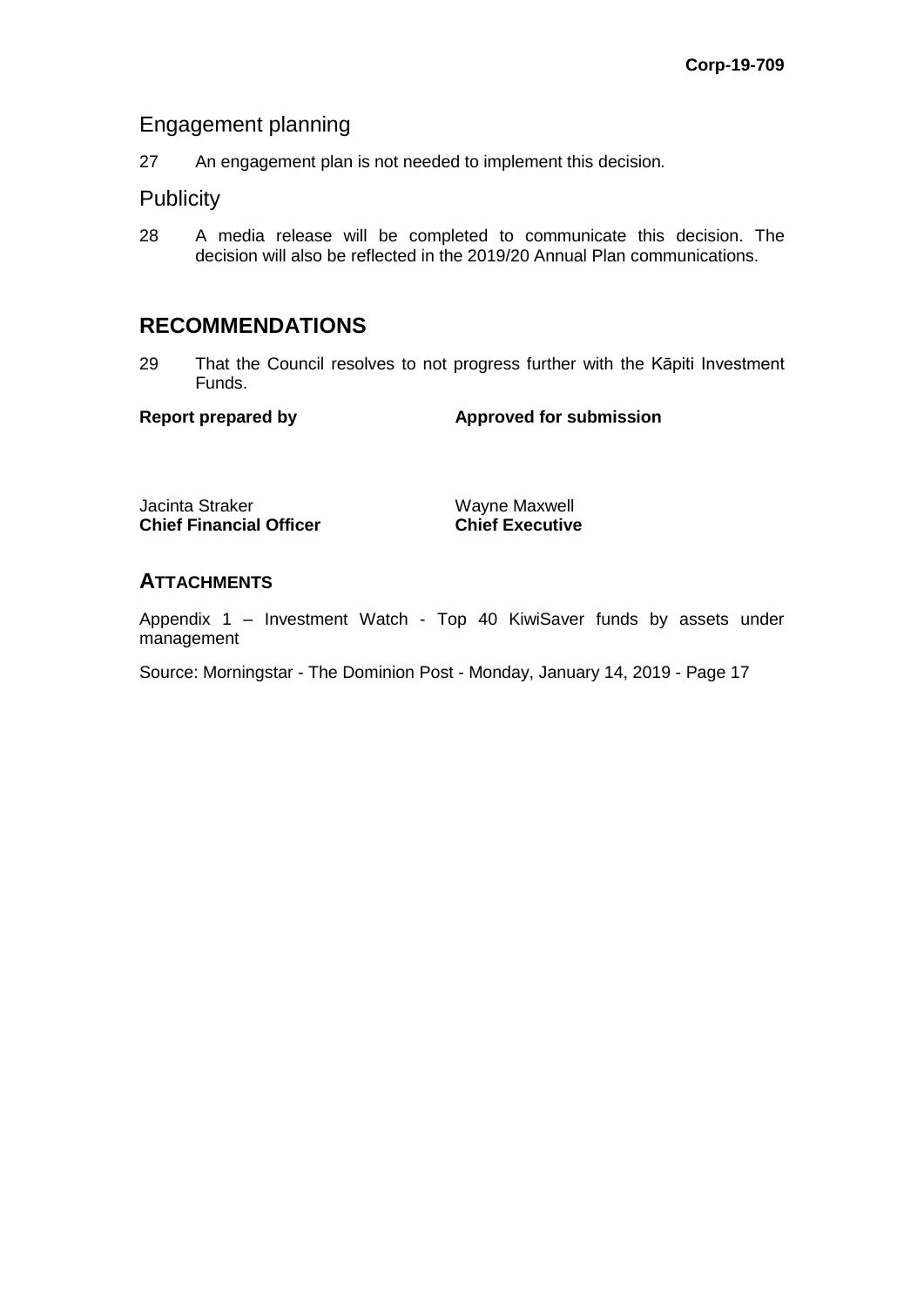## Engagement planning

27 An engagement plan is not needed to implement this decision.

## Publicity

28 A media release will be completed to communicate this decision. The decision will also be reflected in the 2019/20 Annual Plan communications.

# RECOMMENDATIONS

29 That the Council resolves to not progress further with the Kāpiti Investment Funds.

| **Report prepared by** | **Approved for submission** |
| --- | --- |
| Jacinta Straker<br>**Chief Financial Officer** | Wayne Maxwell<br>**Chief Executive** |

## ATTACHMENTS

Appendix 1 – Investment Watch - Top 40 KiwiSaver funds by assets under management

Source: Morningstar - The Dominion Post - Monday, January 14, 2019 - Page 17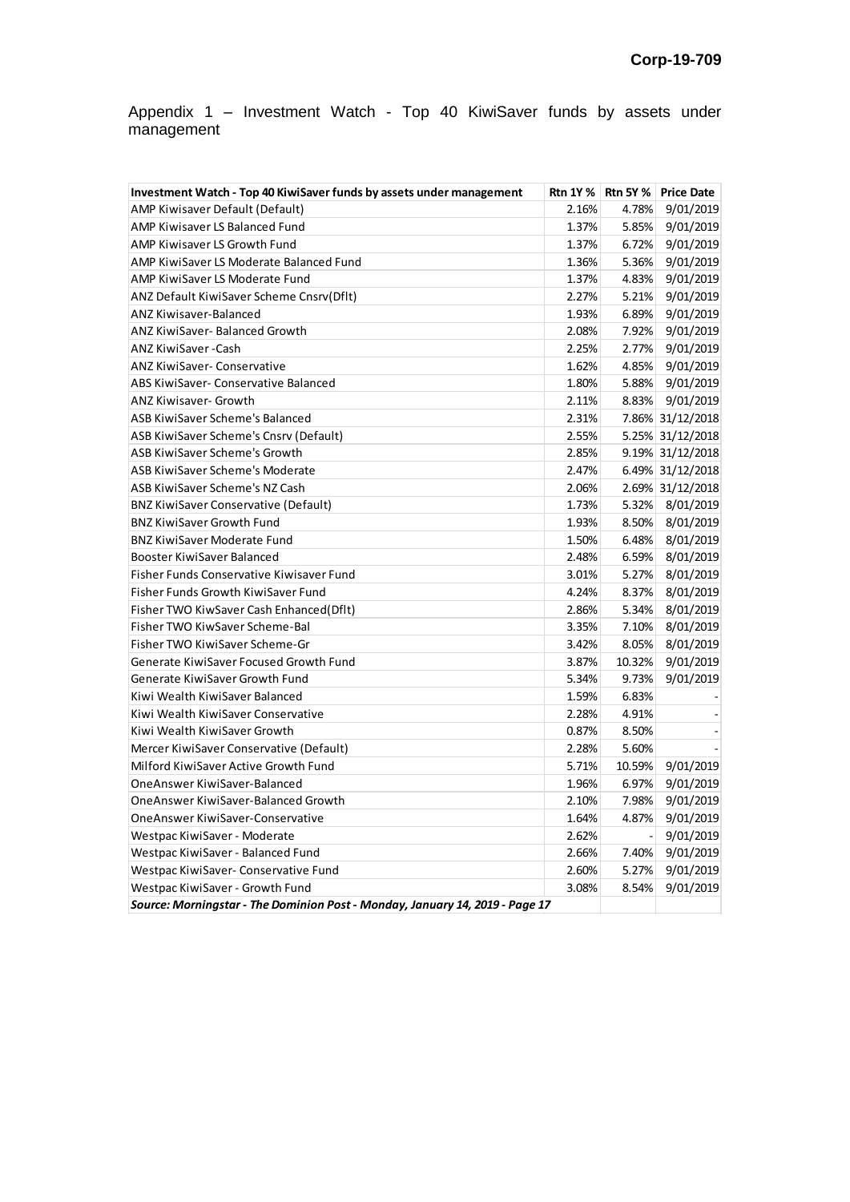**Corp-19-709**

Appendix 1 – Investment Watch - Top 40 KiwiSaver funds by assets under management

| Investment Watch - Top 40 KiwiSaver funds by assets under management | Rtn 1Y % | Rtn 5Y % | Price Date |
|---|---|---|---|
| AMP Kiwisaver Default (Default) | 2.16% | 4.78% | 9/01/2019 |
| AMP Kiwisaver LS Balanced Fund | 1.37% | 5.85% | 9/01/2019 |
| AMP Kiwisaver LS Growth Fund | 1.37% | 6.72% | 9/01/2019 |
| AMP KiwiSaver LS Moderate Balanced Fund | 1.36% | 5.36% | 9/01/2019 |
| AMP KiwiSaver LS Moderate Fund | 1.37% | 4.83% | 9/01/2019 |
| ANZ Default KiwiSaver Scheme Cnsrv(Dflt) | 2.27% | 5.21% | 9/01/2019 |
| ANZ Kiwisaver-Balanced | 1.93% | 6.89% | 9/01/2019 |
| ANZ KiwiSaver- Balanced Growth | 2.08% | 7.92% | 9/01/2019 |
| ANZ KiwiSaver -Cash | 2.25% | 2.77% | 9/01/2019 |
| ANZ KiwiSaver- Conservative | 1.62% | 4.85% | 9/01/2019 |
| ABS KiwiSaver- Conservative Balanced | 1.80% | 5.88% | 9/01/2019 |
| ANZ Kiwisaver- Growth | 2.11% | 8.83% | 9/01/2019 |
| ASB KiwiSaver Scheme's Balanced | 2.31% | 7.86% | 31/12/2018 |
| ASB KiwiSaver Scheme's Cnsrv (Default) | 2.55% | 5.25% | 31/12/2018 |
| ASB KiwiSaver Scheme's Growth | 2.85% | 9.19% | 31/12/2018 |
| ASB KiwiSaver Scheme's Moderate | 2.47% | 6.49% | 31/12/2018 |
| ASB KiwiSaver Scheme's NZ Cash | 2.06% | 2.69% | 31/12/2018 |
| BNZ KiwiSaver Conservative (Default) | 1.73% | 5.32% | 8/01/2019 |
| BNZ KiwiSaver Growth Fund | 1.93% | 8.50% | 8/01/2019 |
| BNZ KiwiSaver Moderate Fund | 1.50% | 6.48% | 8/01/2019 |
| Booster KiwiSaver Balanced | 2.48% | 6.59% | 8/01/2019 |
| Fisher Funds Conservative Kiwisaver Fund | 3.01% | 5.27% | 8/01/2019 |
| Fisher Funds Growth KiwiSaver Fund | 4.24% | 8.37% | 8/01/2019 |
| Fisher TWO KiwSaver Cash Enhanced(Dflt) | 2.86% | 5.34% | 8/01/2019 |
| Fisher TWO KiwSaver Scheme-Bal | 3.35% | 7.10% | 8/01/2019 |
| Fisher TWO KiwiSaver Scheme-Gr | 3.42% | 8.05% | 8/01/2019 |
| Generate KiwiSaver Focused Growth Fund | 3.87% | 10.32% | 9/01/2019 |
| Generate KiwiSaver Growth Fund | 5.34% | 9.73% | 9/01/2019 |
| Kiwi Wealth KiwiSaver Balanced | 1.59% | 6.83% | - |
| Kiwi Wealth KiwiSaver Conservative | 2.28% | 4.91% | - |
| Kiwi Wealth KiwiSaver Growth | 0.87% | 8.50% | - |
| Mercer KiwiSaver Conservative (Default) | 2.28% | 5.60% | - |
| Milford KiwiSaver Active Growth Fund | 5.71% | 10.59% | 9/01/2019 |
| OneAnswer KiwiSaver-Balanced | 1.96% | 6.97% | 9/01/2019 |
| OneAnswer KiwiSaver-Balanced Growth | 2.10% | 7.98% | 9/01/2019 |
| OneAnswer KiwiSaver-Conservative | 1.64% | 4.87% | 9/01/2019 |
| Westpac KiwiSaver - Moderate | 2.62% | - | 9/01/2019 |
| Westpac KiwiSaver - Balanced Fund | 2.66% | 7.40% | 9/01/2019 |
| Westpac KiwiSaver- Conservative Fund | 2.60% | 5.27% | 9/01/2019 |
| Westpac KiwiSaver - Growth Fund | 3.08% | 8.54% | 9/01/2019 |
| ***Source: Morningstar - The Dominion Post - Monday, January 14, 2019 - Page 17*** | | | |